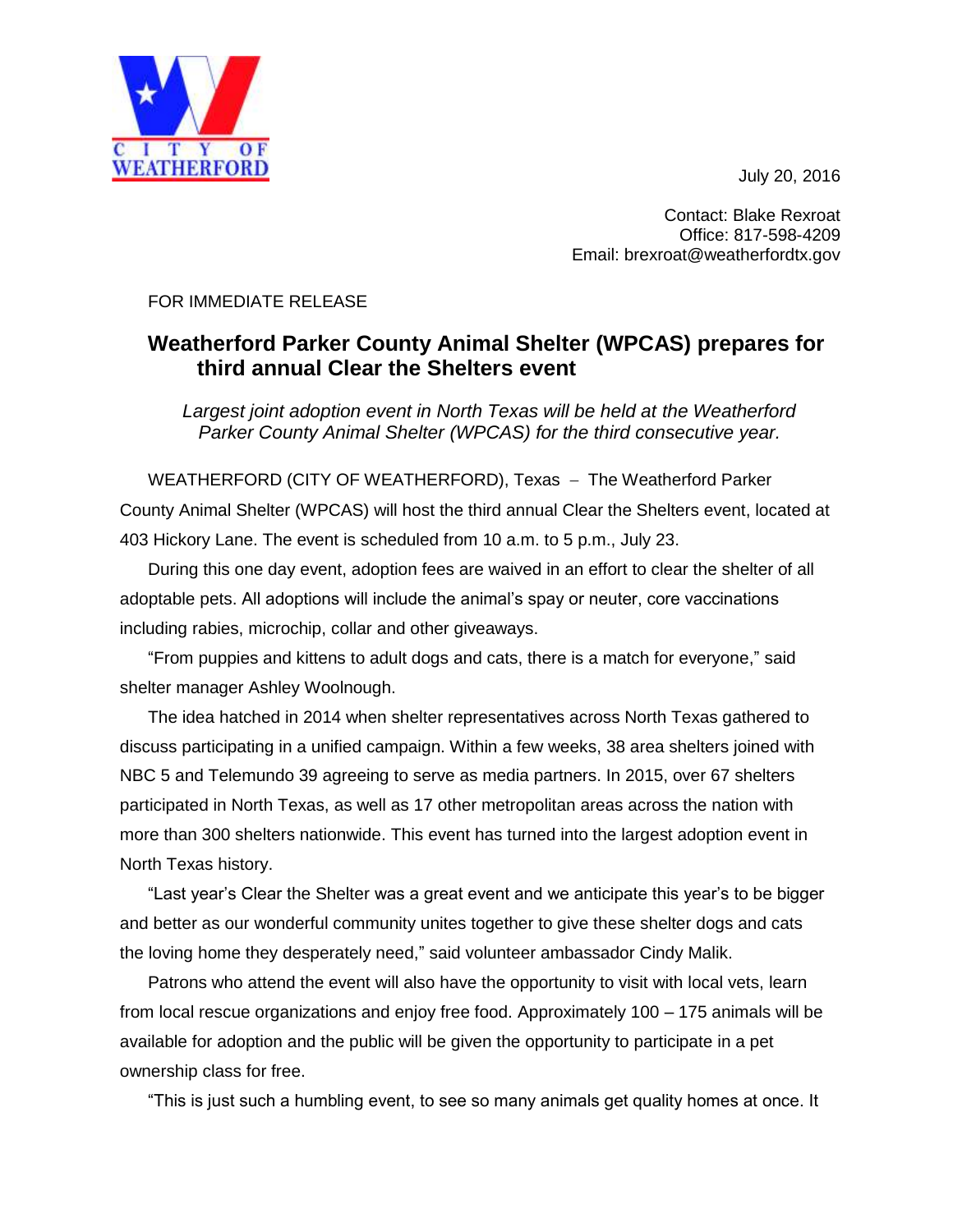CITY OF WEATHERFORD

July 20, 2016

Contact: Blake Rexroat
Office: 817-598-4209
Email: brexroat@weatherfordtx.gov

FOR IMMEDIATE RELEASE

# Weatherford Parker County Animal Shelter (WPCAS) prepares for third annual Clear the Shelters event

*Largest joint adoption event in North Texas will be held at the Weatherford Parker County Animal Shelter (WPCAS) for the third consecutive year.*

WEATHERFORD (CITY OF WEATHERFORD), Texas – The Weatherford Parker County Animal Shelter (WPCAS) will host the third annual Clear the Shelters event, located at 403 Hickory Lane. The event is scheduled from 10 a.m. to 5 p.m., July 23.

During this one day event, adoption fees are waived in an effort to clear the shelter of all adoptable pets. All adoptions will include the animal's spay or neuter, core vaccinations including rabies, microchip, collar and other giveaways.

"From puppies and kittens to adult dogs and cats, there is a match for everyone," said shelter manager Ashley Woolnough.

The idea hatched in 2014 when shelter representatives across North Texas gathered to discuss participating in a unified campaign. Within a few weeks, 38 area shelters joined with NBC 5 and Telemundo 39 agreeing to serve as media partners. In 2015, over 67 shelters participated in North Texas, as well as 17 other metropolitan areas across the nation with more than 300 shelters nationwide. This event has turned into the largest adoption event in North Texas history.

"Last year's Clear the Shelter was a great event and we anticipate this year's to be bigger and better as our wonderful community unites together to give these shelter dogs and cats the loving home they desperately need," said volunteer ambassador Cindy Malik.

Patrons who attend the event will also have the opportunity to visit with local vets, learn from local rescue organizations and enjoy free food. Approximately 100 – 175 animals will be available for adoption and the public will be given the opportunity to participate in a pet ownership class for free.

"This is just such a humbling event, to see so many animals get quality homes at once. It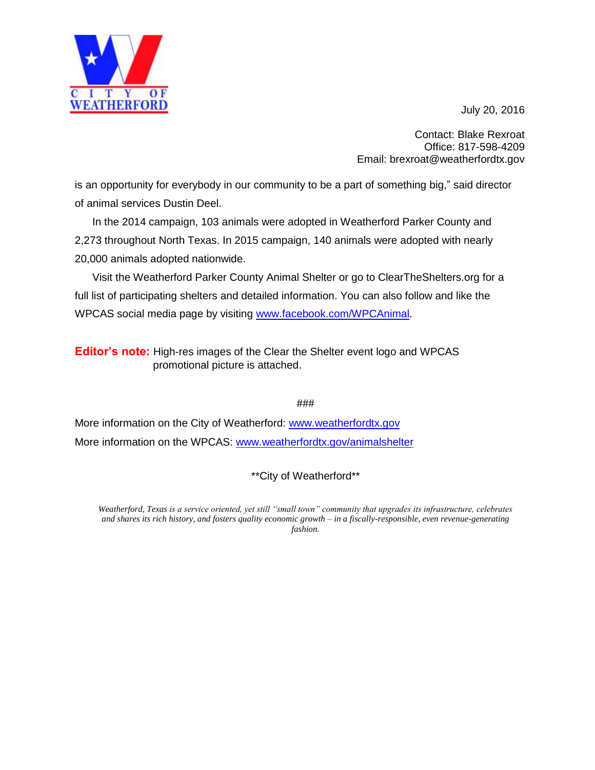July 20, 2016

Contact: Blake Rexroat
Office: 817-598-4209
Email: brexroat@weatherfordtx.gov

is an opportunity for everybody in our community to be a part of something big," said director of animal services Dustin Deel.

In the 2014 campaign, 103 animals were adopted in Weatherford Parker County and 2,273 throughout North Texas. In 2015 campaign, 140 animals were adopted with nearly 20,000 animals adopted nationwide.

Visit the Weatherford Parker County Animal Shelter or go to ClearTheShelters.org for a full list of participating shelters and detailed information. You can also follow and like the WPCAS social media page by visiting [www.facebook.com/WPCAnimal](http://www.facebook.com/WPCAnimal).

**Editor's note:** High-res images of the Clear the Shelter event logo and WPCAS promotional picture is attached.

###

More information on the City of Weatherford: [www.weatherfordtx.gov](http://www.weatherfordtx.gov)

More information on the WPCAS: [www.weatherfordtx.gov/animalshelter](http://www.weatherfordtx.gov/animalshelter)

**City of Weatherford**

*Weatherford, Texas is a service oriented, yet still "small town" community that upgrades its infrastructure, celebrates and shares its rich history, and fosters quality economic growth – in a fiscally-responsible, even revenue-generating fashion.*